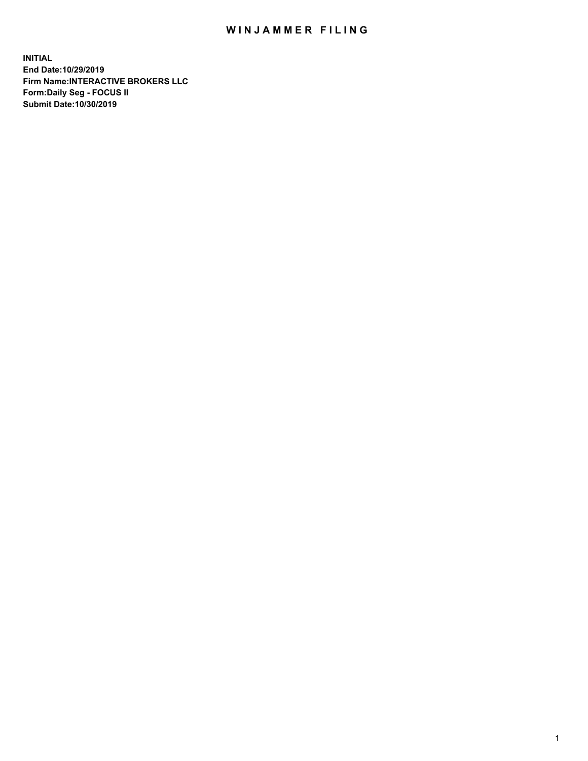# WINJAMMER FILING

**INITIAL**
**End Date:10/29/2019**
**Firm Name:INTERACTIVE BROKERS LLC**
**Form:Daily Seg - FOCUS II**
**Submit Date:10/30/2019**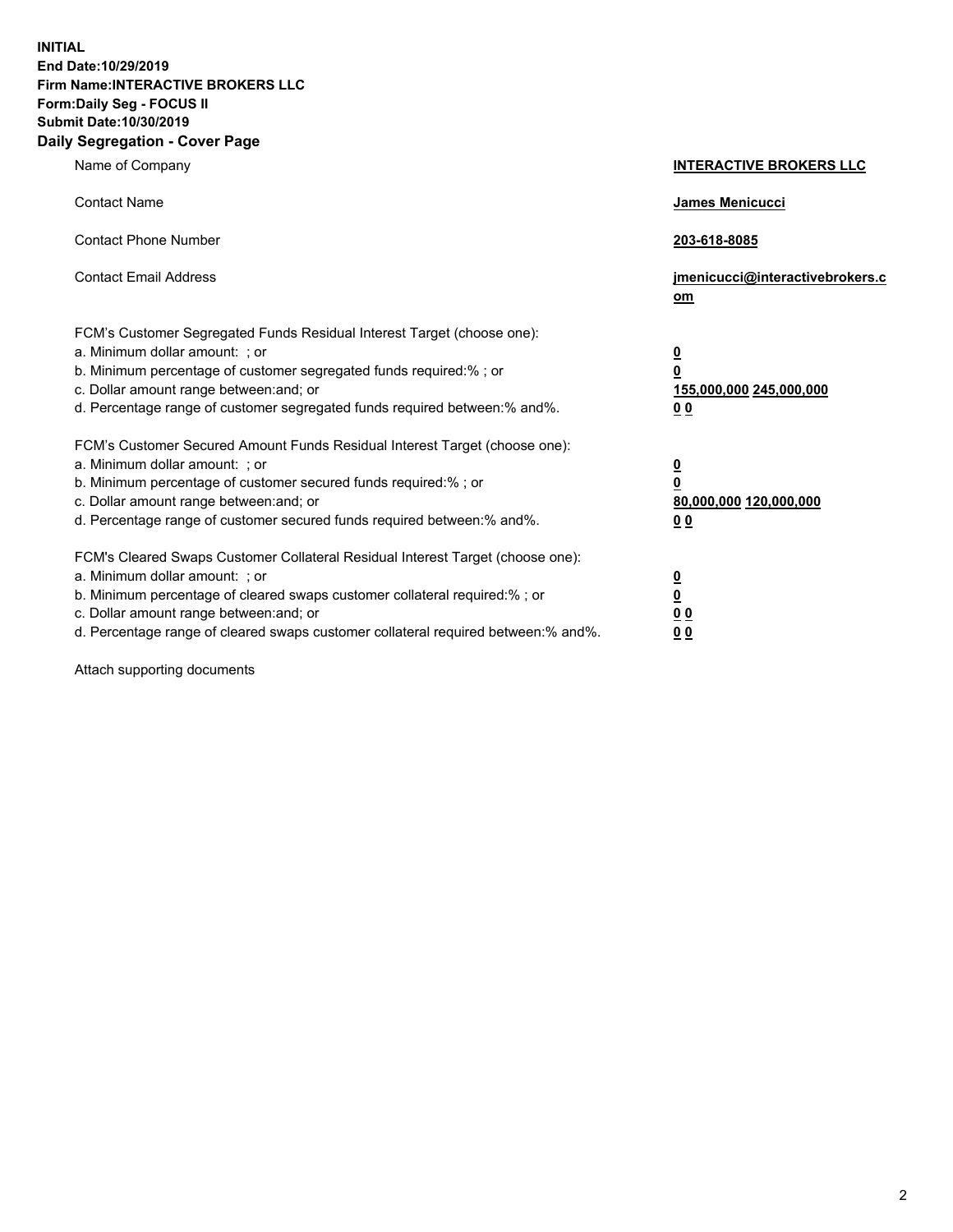**INITIAL**
**End Date:10/29/2019**
**Firm Name:INTERACTIVE BROKERS LLC**
**Form:Daily Seg - FOCUS II**
**Submit Date:10/30/2019**
**Daily Segregation - Cover Page**

| | |
|---|---|
| Name of Company | **INTERACTIVE BROKERS LLC** |
| Contact Name | **James Menicucci** |
| Contact Phone Number | **203-618-8085** |
| Contact Email Address | **jmenicucci@interactivebrokers.com** |
| FCM's Customer Segregated Funds Residual Interest Target (choose one): | |
| a. Minimum dollar amount: ; or | **0** |
| b. Minimum percentage of customer segregated funds required:% ; or | **0** |
| c. Dollar amount range between:and; or | **155,000,000 245,000,000** |
| d. Percentage range of customer segregated funds required between:% and%. | **0 0** |
| FCM's Customer Secured Amount Funds Residual Interest Target (choose one): | |
| a. Minimum dollar amount: ; or | **0** |
| b. Minimum percentage of customer secured funds required:% ; or | **0** |
| c. Dollar amount range between:and; or | **80,000,000 120,000,000** |
| d. Percentage range of customer secured funds required between:% and%. | **0 0** |
| FCM's Cleared Swaps Customer Collateral Residual Interest Target (choose one): | |
| a. Minimum dollar amount: ; or | **0** |
| b. Minimum percentage of cleared swaps customer collateral required:% ; or | **0** |
| c. Dollar amount range between:and; or | **0 0** |
| d. Percentage range of cleared swaps customer collateral required between:% and%. | **0 0** |

Attach supporting documents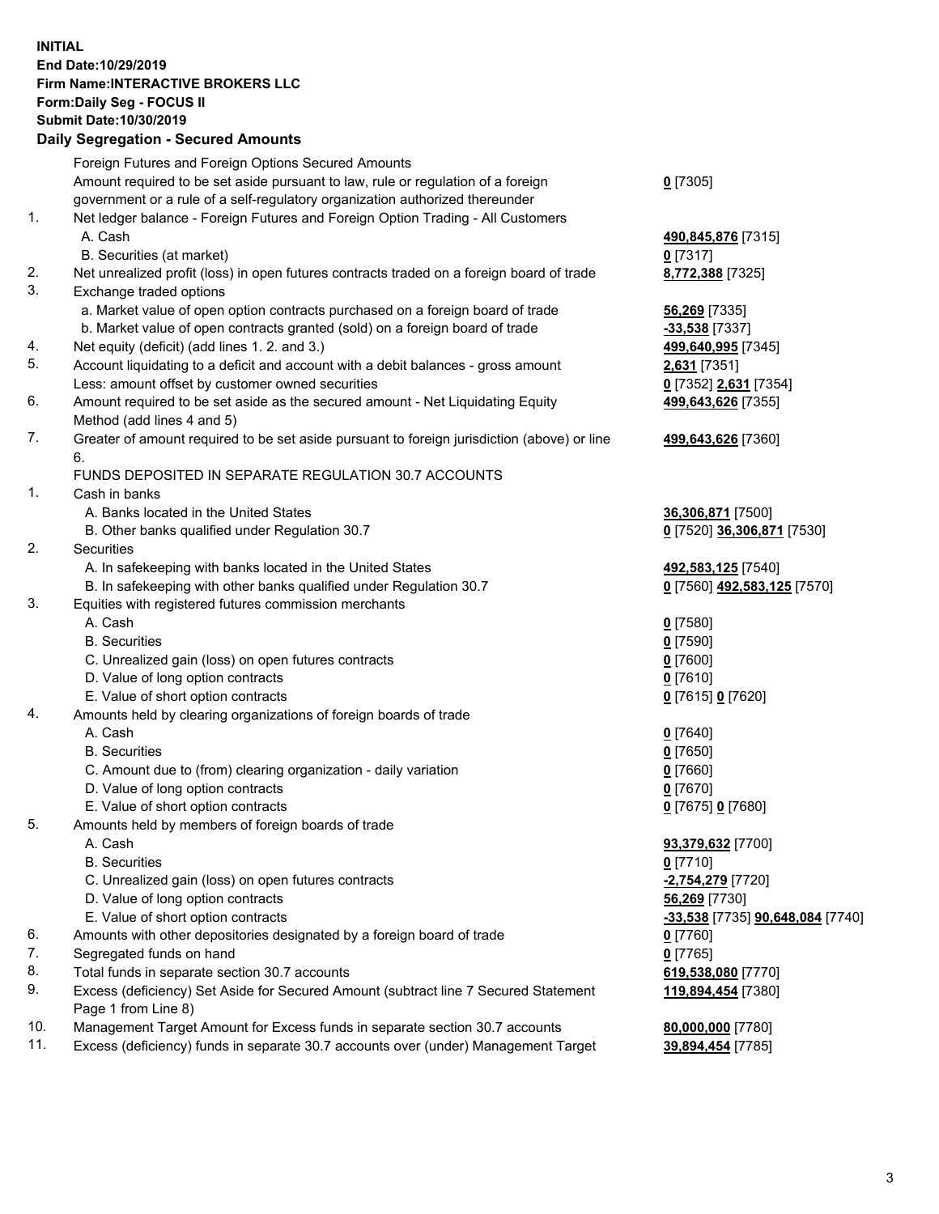**INITIAL**
**End Date:10/29/2019**
**Firm Name:INTERACTIVE BROKERS LLC**
**Form:Daily Seg - FOCUS II**
**Submit Date:10/30/2019**
**Daily Segregation - Secured Amounts**

| | | |
|---|---|---|
| | Foreign Futures and Foreign Options Secured Amounts | |
| | Amount required to be set aside pursuant to law, rule or regulation of a foreign government or a rule of a self-regulatory organization authorized thereunder | **0** [7305] |
| 1. | Net ledger balance - Foreign Futures and Foreign Option Trading - All Customers | |
| | A. Cash | **490,845,876** [7315] |
| | B. Securities (at market) | **0** [7317] |
| 2. | Net unrealized profit (loss) in open futures contracts traded on a foreign board of trade | **8,772,388** [7325] |
| 3. | Exchange traded options | |
| | a. Market value of open option contracts purchased on a foreign board of trade | **56,269** [7335] |
| | b. Market value of open contracts granted (sold) on a foreign board of trade | **-33,538** [7337] |
| 4. | Net equity (deficit) (add lines 1. 2. and 3.) | **499,640,995** [7345] |
| 5. | Account liquidating to a deficit and account with a debit balances - gross amount | **2,631** [7351] |
| | Less: amount offset by customer owned securities | **0** [7352] **2,631** [7354] |
| 6. | Amount required to be set aside as the secured amount - Net Liquidating Equity Method (add lines 4 and 5) | **499,643,626** [7355] |
| 7. | Greater of amount required to be set aside pursuant to foreign jurisdiction (above) or line 6. | **499,643,626** [7360] |
| | FUNDS DEPOSITED IN SEPARATE REGULATION 30.7 ACCOUNTS | |
| 1. | Cash in banks | |
| | A. Banks located in the United States | **36,306,871** [7500] |
| | B. Other banks qualified under Regulation 30.7 | **0** [7520] **36,306,871** [7530] |
| 2. | Securities | |
| | A. In safekeeping with banks located in the United States | **492,583,125** [7540] |
| | B. In safekeeping with other banks qualified under Regulation 30.7 | **0** [7560] **492,583,125** [7570] |
| 3. | Equities with registered futures commission merchants | |
| | A. Cash | **0** [7580] |
| | B. Securities | **0** [7590] |
| | C. Unrealized gain (loss) on open futures contracts | **0** [7600] |
| | D. Value of long option contracts | **0** [7610] |
| | E. Value of short option contracts | **0** [7615] **0** [7620] |
| 4. | Amounts held by clearing organizations of foreign boards of trade | |
| | A. Cash | **0** [7640] |
| | B. Securities | **0** [7650] |
| | C. Amount due to (from) clearing organization - daily variation | **0** [7660] |
| | D. Value of long option contracts | **0** [7670] |
| | E. Value of short option contracts | **0** [7675] **0** [7680] |
| 5. | Amounts held by members of foreign boards of trade | |
| | A. Cash | **93,379,632** [7700] |
| | B. Securities | **0** [7710] |
| | C. Unrealized gain (loss) on open futures contracts | **-2,754,279** [7720] |
| | D. Value of long option contracts | **56,269** [7730] |
| | E. Value of short option contracts | **-33,538** [7735] **90,648,084** [7740] |
| 6. | Amounts with other depositories designated by a foreign board of trade | **0** [7760] |
| 7. | Segregated funds on hand | **0** [7765] |
| 8. | Total funds in separate section 30.7 accounts | **619,538,080** [7770] |
| 9. | Excess (deficiency) Set Aside for Secured Amount (subtract line 7 Secured Statement Page 1 from Line 8) | **119,894,454** [7380] |
| 10. | Management Target Amount for Excess funds in separate section 30.7 accounts | **80,000,000** [7780] |
| 11. | Excess (deficiency) funds in separate 30.7 accounts over (under) Management Target | **39,894,454** [7785] |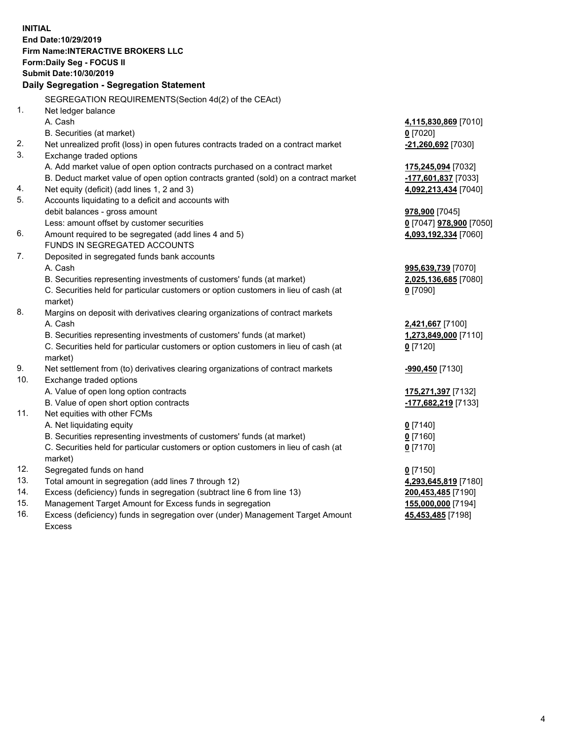**INITIAL**
**End Date:10/29/2019**
**Firm Name:INTERACTIVE BROKERS LLC**
**Form:Daily Seg - FOCUS II**
**Submit Date:10/30/2019**
**Daily Segregation - Segregation Statement**

SEGREGATION REQUIREMENTS(Section 4d(2) of the CEAct)

| | | |
|---|---|---|
| 1. | Net ledger balance | |
| | A. Cash | **4,115,830,869** [7010] |
| | B. Securities (at market) | **0** [7020] |
| 2. | Net unrealized profit (loss) in open futures contracts traded on a contract market | **-21,260,692** [7030] |
| 3. | Exchange traded options | |
| | A. Add market value of open option contracts purchased on a contract market | **175,245,094** [7032] |
| | B. Deduct market value of open option contracts granted (sold) on a contract market | **-177,601,837** [7033] |
| 4. | Net equity (deficit) (add lines 1, 2 and 3) | **4,092,213,434** [7040] |
| 5. | Accounts liquidating to a deficit and accounts with debit balances - gross amount | **978,900** [7045] |
| | Less: amount offset by customer securities | **0** [7047] **978,900** [7050] |
| 6. | Amount required to be segregated (add lines 4 and 5) | **4,093,192,334** [7060] |
| | FUNDS IN SEGREGATED ACCOUNTS | |
| 7. | Deposited in segregated funds bank accounts | |
| | A. Cash | **995,639,739** [7070] |
| | B. Securities representing investments of customers' funds (at market) | **2,025,136,685** [7080] |
| | C. Securities held for particular customers or option customers in lieu of cash (at market) | **0** [7090] |
| 8. | Margins on deposit with derivatives clearing organizations of contract markets | |
| | A. Cash | **2,421,667** [7100] |
| | B. Securities representing investments of customers' funds (at market) | **1,273,849,000** [7110] |
| | C. Securities held for particular customers or option customers in lieu of cash (at market) | **0** [7120] |
| 9. | Net settlement from (to) derivatives clearing organizations of contract markets | **-990,450** [7130] |
| 10. | Exchange traded options | |
| | A. Value of open long option contracts | **175,271,397** [7132] |
| | B. Value of open short option contracts | **-177,682,219** [7133] |
| 11. | Net equities with other FCMs | |
| | A. Net liquidating equity | **0** [7140] |
| | B. Securities representing investments of customers' funds (at market) | **0** [7160] |
| | C. Securities held for particular customers or option customers in lieu of cash (at market) | **0** [7170] |
| 12. | Segregated funds on hand | **0** [7150] |
| 13. | Total amount in segregation (add lines 7 through 12) | **4,293,645,819** [7180] |
| 14. | Excess (deficiency) funds in segregation (subtract line 6 from line 13) | **200,453,485** [7190] |
| 15. | Management Target Amount for Excess funds in segregation | **155,000,000** [7194] |
| 16. | Excess (deficiency) funds in segregation over (under) Management Target Amount Excess | **45,453,485** [7198] |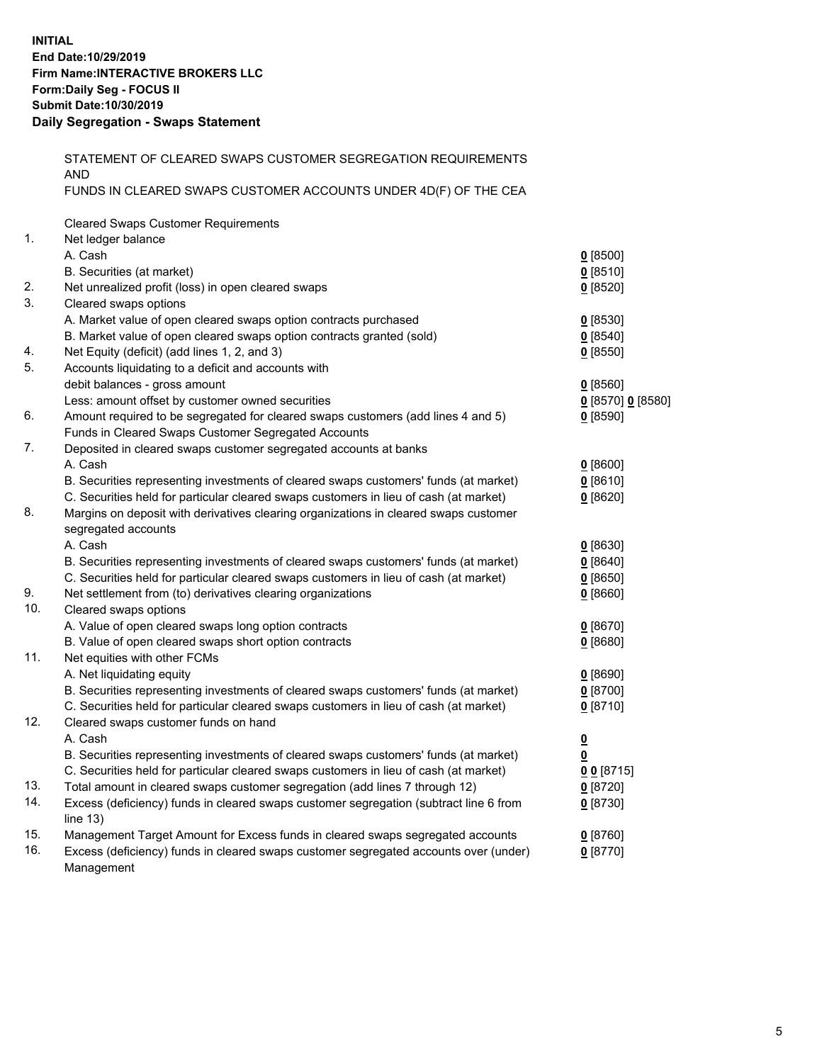**INITIAL**
**End Date:10/29/2019**
**Firm Name:INTERACTIVE BROKERS LLC**
**Form:Daily Seg - FOCUS II**
**Submit Date:10/30/2019**
**Daily Segregation - Swaps Statement**

STATEMENT OF CLEARED SWAPS CUSTOMER SEGREGATION REQUIREMENTS AND FUNDS IN CLEARED SWAPS CUSTOMER ACCOUNTS UNDER 4D(F) OF THE CEA

| | | |
|---|---|---|
| | Cleared Swaps Customer Requirements | |
| 1. | Net ledger balance | |
| | A. Cash | 0 [8500] |
| | B. Securities (at market) | 0 [8510] |
| 2. | Net unrealized profit (loss) in open cleared swaps | 0 [8520] |
| 3. | Cleared swaps options | |
| | A. Market value of open cleared swaps option contracts purchased | 0 [8530] |
| | B. Market value of open cleared swaps option contracts granted (sold) | 0 [8540] |
| 4. | Net Equity (deficit) (add lines 1, 2, and 3) | 0 [8550] |
| 5. | Accounts liquidating to a deficit and accounts with debit balances - gross amount | 0 [8560] |
| | Less: amount offset by customer owned securities | 0 [8570] 0 [8580] |
| 6. | Amount required to be segregated for cleared swaps customers (add lines 4 and 5) | 0 [8590] |
| | Funds in Cleared Swaps Customer Segregated Accounts | |
| 7. | Deposited in cleared swaps customer segregated accounts at banks | |
| | A. Cash | 0 [8600] |
| | B. Securities representing investments of cleared swaps customers' funds (at market) | 0 [8610] |
| | C. Securities held for particular cleared swaps customers in lieu of cash (at market) | 0 [8620] |
| 8. | Margins on deposit with derivatives clearing organizations in cleared swaps customer segregated accounts | |
| | A. Cash | 0 [8630] |
| | B. Securities representing investments of cleared swaps customers' funds (at market) | 0 [8640] |
| | C. Securities held for particular cleared swaps customers in lieu of cash (at market) | 0 [8650] |
| 9. | Net settlement from (to) derivatives clearing organizations | 0 [8660] |
| 10. | Cleared swaps options | |
| | A. Value of open cleared swaps long option contracts | 0 [8670] |
| | B. Value of open cleared swaps short option contracts | 0 [8680] |
| 11. | Net equities with other FCMs | |
| | A. Net liquidating equity | 0 [8690] |
| | B. Securities representing investments of cleared swaps customers' funds (at market) | 0 [8700] |
| | C. Securities held for particular cleared swaps customers in lieu of cash (at market) | 0 [8710] |
| 12. | Cleared swaps customer funds on hand | |
| | A. Cash | 0 |
| | B. Securities representing investments of cleared swaps customers' funds (at market) | 0 |
| | C. Securities held for particular cleared swaps customers in lieu of cash (at market) | 0 0 [8715] |
| 13. | Total amount in cleared swaps customer segregation (add lines 7 through 12) | 0 [8720] |
| 14. | Excess (deficiency) funds in cleared swaps customer segregation (subtract line 6 from line 13) | 0 [8730] |
| 15. | Management Target Amount for Excess funds in cleared swaps segregated accounts | 0 [8760] |
| 16. | Excess (deficiency) funds in cleared swaps customer segregated accounts over (under) Management | 0 [8770] |